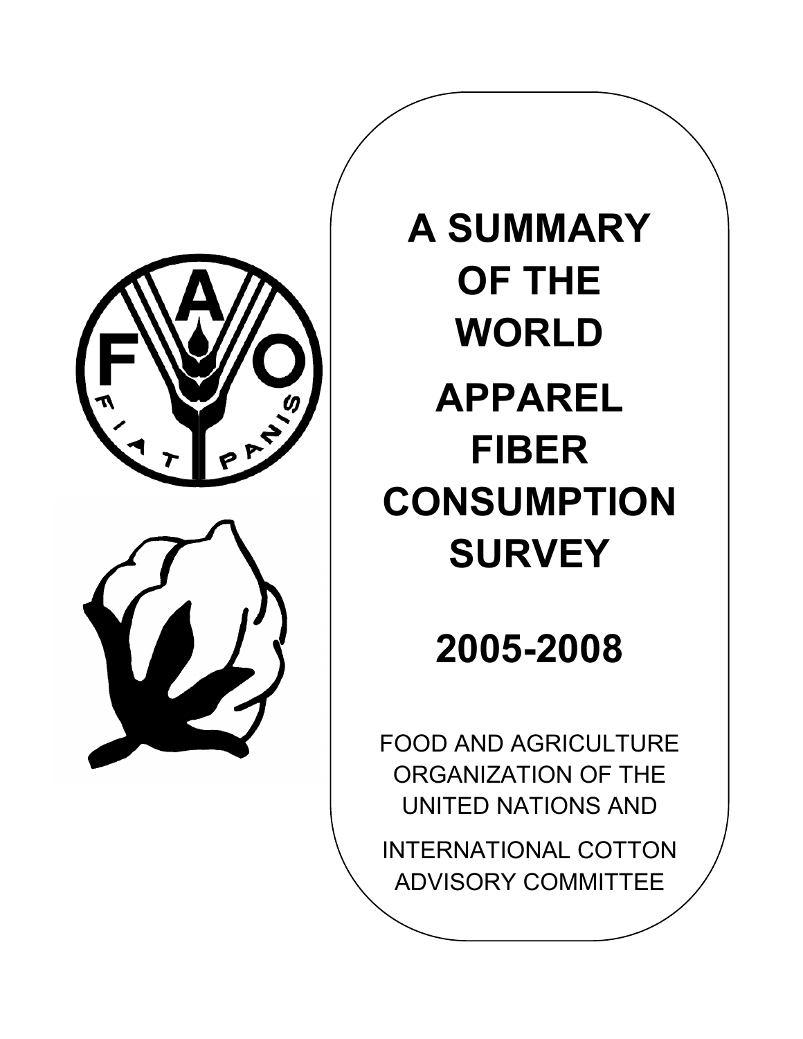# A SUMMARY OF THE WORLD APPAREL FIBER CONSUMPTION SURVEY

# 2005-2008

FOOD AND AGRICULTURE ORGANIZATION OF THE UNITED NATIONS AND

INTERNATIONAL COTTON ADVISORY COMMITTEE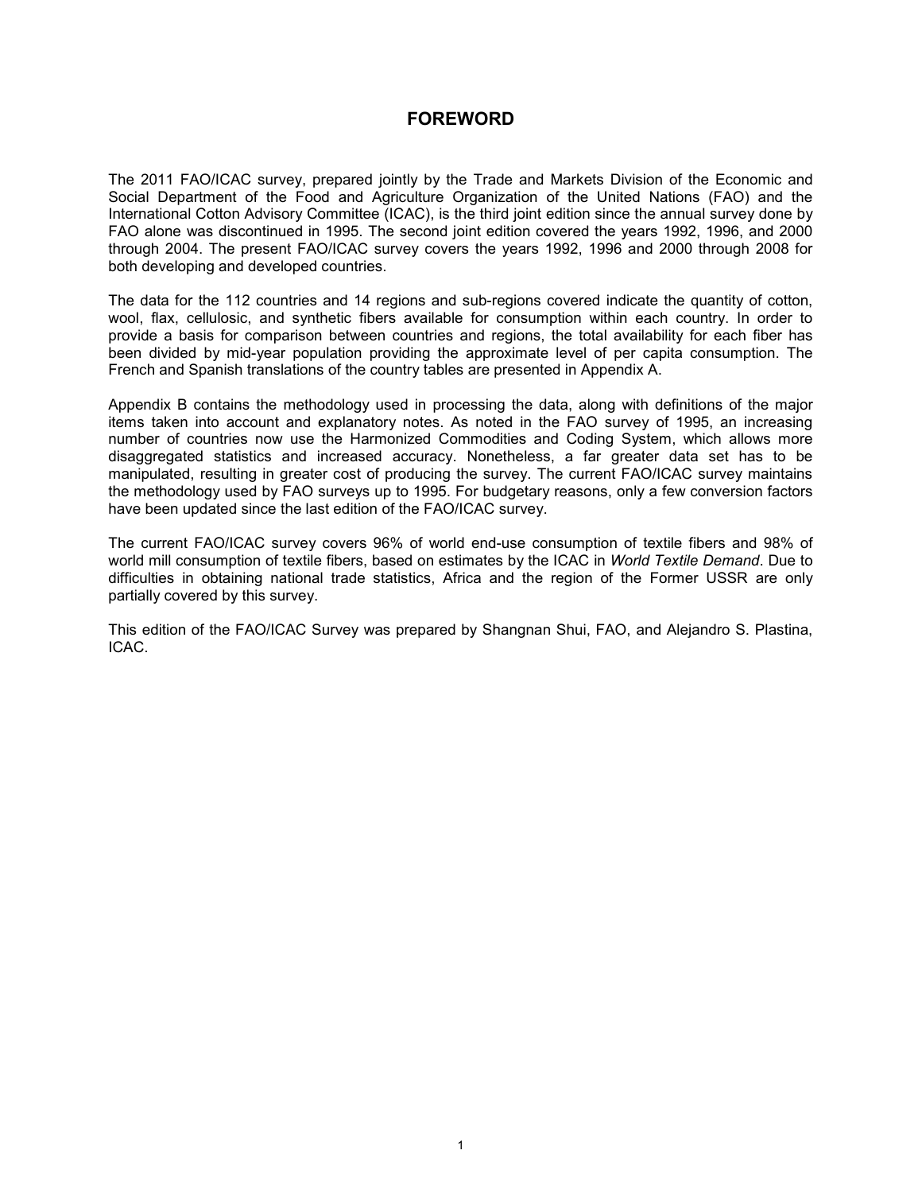# FOREWORD

The 2011 FAO/ICAC survey, prepared jointly by the Trade and Markets Division of the Economic and Social Department of the Food and Agriculture Organization of the United Nations (FAO) and the International Cotton Advisory Committee (ICAC), is the third joint edition since the annual survey done by FAO alone was discontinued in 1995. The second joint edition covered the years 1992, 1996, and 2000 through 2004. The present FAO/ICAC survey covers the years 1992, 1996 and 2000 through 2008 for both developing and developed countries.

The data for the 112 countries and 14 regions and sub-regions covered indicate the quantity of cotton, wool, flax, cellulosic, and synthetic fibers available for consumption within each country. In order to provide a basis for comparison between countries and regions, the total availability for each fiber has been divided by mid-year population providing the approximate level of per capita consumption. The French and Spanish translations of the country tables are presented in Appendix A.

Appendix B contains the methodology used in processing the data, along with definitions of the major items taken into account and explanatory notes. As noted in the FAO survey of 1995, an increasing number of countries now use the Harmonized Commodities and Coding System, which allows more disaggregated statistics and increased accuracy. Nonetheless, a far greater data set has to be manipulated, resulting in greater cost of producing the survey. The current FAO/ICAC survey maintains the methodology used by FAO surveys up to 1995. For budgetary reasons, only a few conversion factors have been updated since the last edition of the FAO/ICAC survey.

The current FAO/ICAC survey covers 96% of world end-use consumption of textile fibers and 98% of world mill consumption of textile fibers, based on estimates by the ICAC in *World Textile Demand*. Due to difficulties in obtaining national trade statistics, Africa and the region of the Former USSR are only partially covered by this survey.

This edition of the FAO/ICAC Survey was prepared by Shangnan Shui, FAO, and Alejandro S. Plastina, ICAC.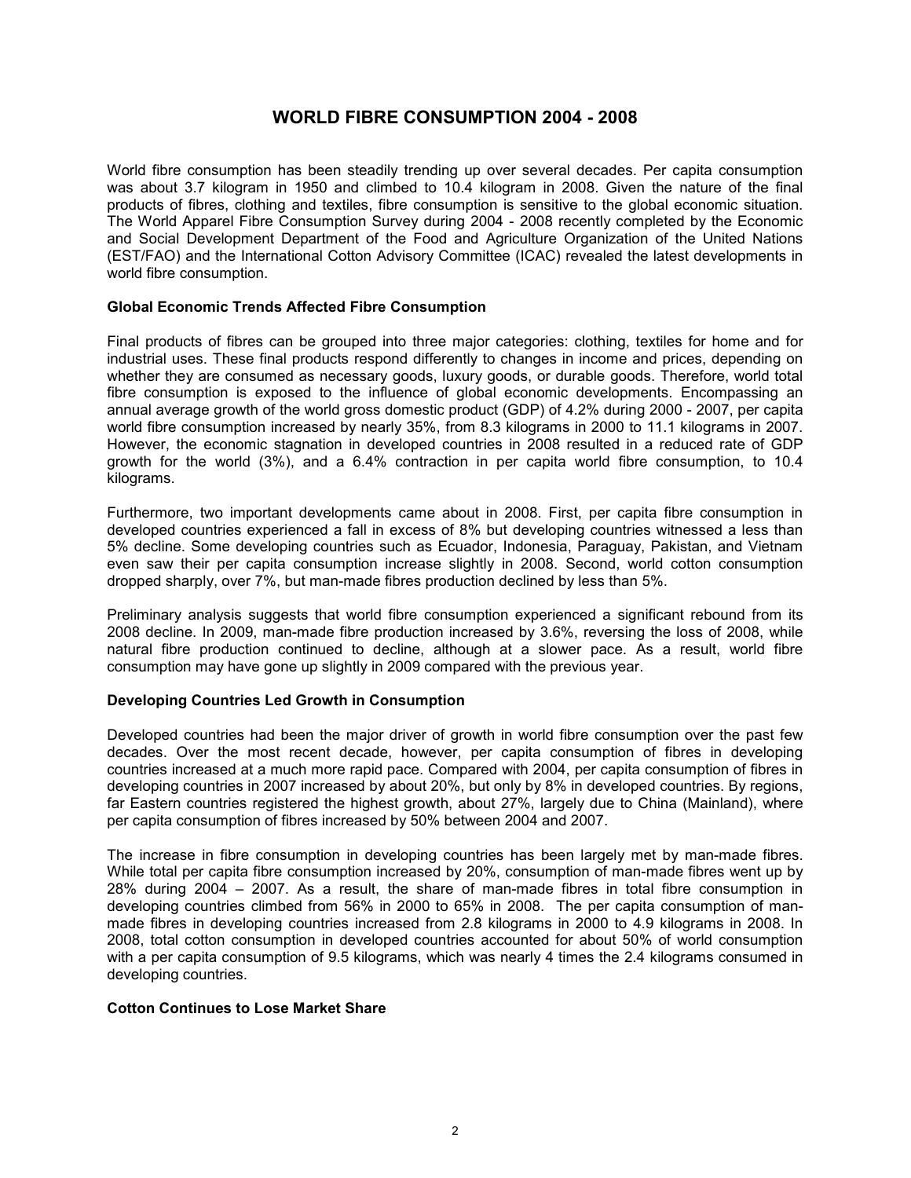# WORLD FIBRE CONSUMPTION 2004 - 2008

World fibre consumption has been steadily trending up over several decades. Per capita consumption was about 3.7 kilogram in 1950 and climbed to 10.4 kilogram in 2008. Given the nature of the final products of fibres, clothing and textiles, fibre consumption is sensitive to the global economic situation. The World Apparel Fibre Consumption Survey during 2004 - 2008 recently completed by the Economic and Social Development Department of the Food and Agriculture Organization of the United Nations (EST/FAO) and the International Cotton Advisory Committee (ICAC) revealed the latest developments in world fibre consumption.

### Global Economic Trends Affected Fibre Consumption

Final products of fibres can be grouped into three major categories: clothing, textiles for home and for industrial uses. These final products respond differently to changes in income and prices, depending on whether they are consumed as necessary goods, luxury goods, or durable goods. Therefore, world total fibre consumption is exposed to the influence of global economic developments. Encompassing an annual average growth of the world gross domestic product (GDP) of 4.2% during 2000 - 2007, per capita world fibre consumption increased by nearly 35%, from 8.3 kilograms in 2000 to 11.1 kilograms in 2007. However, the economic stagnation in developed countries in 2008 resulted in a reduced rate of GDP growth for the world (3%), and a 6.4% contraction in per capita world fibre consumption, to 10.4 kilograms.

Furthermore, two important developments came about in 2008. First, per capita fibre consumption in developed countries experienced a fall in excess of 8% but developing countries witnessed a less than 5% decline. Some developing countries such as Ecuador, Indonesia, Paraguay, Pakistan, and Vietnam even saw their per capita consumption increase slightly in 2008. Second, world cotton consumption dropped sharply, over 7%, but man-made fibres production declined by less than 5%.

Preliminary analysis suggests that world fibre consumption experienced a significant rebound from its 2008 decline. In 2009, man-made fibre production increased by 3.6%, reversing the loss of 2008, while natural fibre production continued to decline, although at a slower pace. As a result, world fibre consumption may have gone up slightly in 2009 compared with the previous year.

### Developing Countries Led Growth in Consumption

Developed countries had been the major driver of growth in world fibre consumption over the past few decades. Over the most recent decade, however, per capita consumption of fibres in developing countries increased at a much more rapid pace. Compared with 2004, per capita consumption of fibres in developing countries in 2007 increased by about 20%, but only by 8% in developed countries. By regions, far Eastern countries registered the highest growth, about 27%, largely due to China (Mainland), where per capita consumption of fibres increased by 50% between 2004 and 2007.

The increase in fibre consumption in developing countries has been largely met by man-made fibres. While total per capita fibre consumption increased by 20%, consumption of man-made fibres went up by 28% during 2004 – 2007. As a result, the share of man-made fibres in total fibre consumption in developing countries climbed from 56% in 2000 to 65% in 2008. The per capita consumption of man-made fibres in developing countries increased from 2.8 kilograms in 2000 to 4.9 kilograms in 2008. In 2008, total cotton consumption in developed countries accounted for about 50% of world consumption with a per capita consumption of 9.5 kilograms, which was nearly 4 times the 2.4 kilograms consumed in developing countries.

### Cotton Continues to Lose Market Share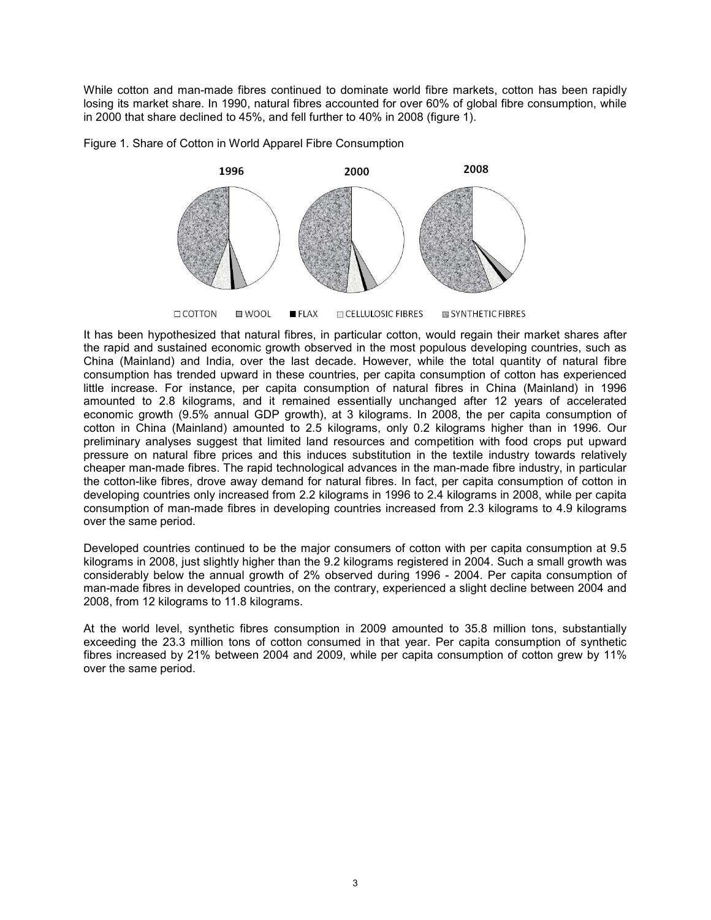While cotton and man-made fibres continued to dominate world fibre markets, cotton has been rapidly losing its market share. In 1990, natural fibres accounted for over 60% of global fibre consumption, while in 2000 that share declined to 45%, and fell further to 40% in 2008 (figure 1).

Figure 1. Share of Cotton in World Apparel Fibre Consumption

It has been hypothesized that natural fibres, in particular cotton, would regain their market shares after the rapid and sustained economic growth observed in the most populous developing countries, such as China (Mainland) and India, over the last decade. However, while the total quantity of natural fibre consumption has trended upward in these countries, per capita consumption of cotton has experienced little increase. For instance, per capita consumption of natural fibres in China (Mainland) in 1996 amounted to 2.8 kilograms, and it remained essentially unchanged after 12 years of accelerated economic growth (9.5% annual GDP growth), at 3 kilograms. In 2008, the per capita consumption of cotton in China (Mainland) amounted to 2.5 kilograms, only 0.2 kilograms higher than in 1996. Our preliminary analyses suggest that limited land resources and competition with food crops put upward pressure on natural fibre prices and this induces substitution in the textile industry towards relatively cheaper man-made fibres. The rapid technological advances in the man-made fibre industry, in particular the cotton-like fibres, drove away demand for natural fibres. In fact, per capita consumption of cotton in developing countries only increased from 2.2 kilograms in 1996 to 2.4 kilograms in 2008, while per capita consumption of man-made fibres in developing countries increased from 2.3 kilograms to 4.9 kilograms over the same period.

Developed countries continued to be the major consumers of cotton with per capita consumption at 9.5 kilograms in 2008, just slightly higher than the 9.2 kilograms registered in 2004. Such a small growth was considerably below the annual growth of 2% observed during 1996 - 2004. Per capita consumption of man-made fibres in developed countries, on the contrary, experienced a slight decline between 2004 and 2008, from 12 kilograms to 11.8 kilograms.

At the world level, synthetic fibres consumption in 2009 amounted to 35.8 million tons, substantially exceeding the 23.3 million tons of cotton consumed in that year. Per capita consumption of synthetic fibres increased by 21% between 2004 and 2009, while per capita consumption of cotton grew by 11% over the same period.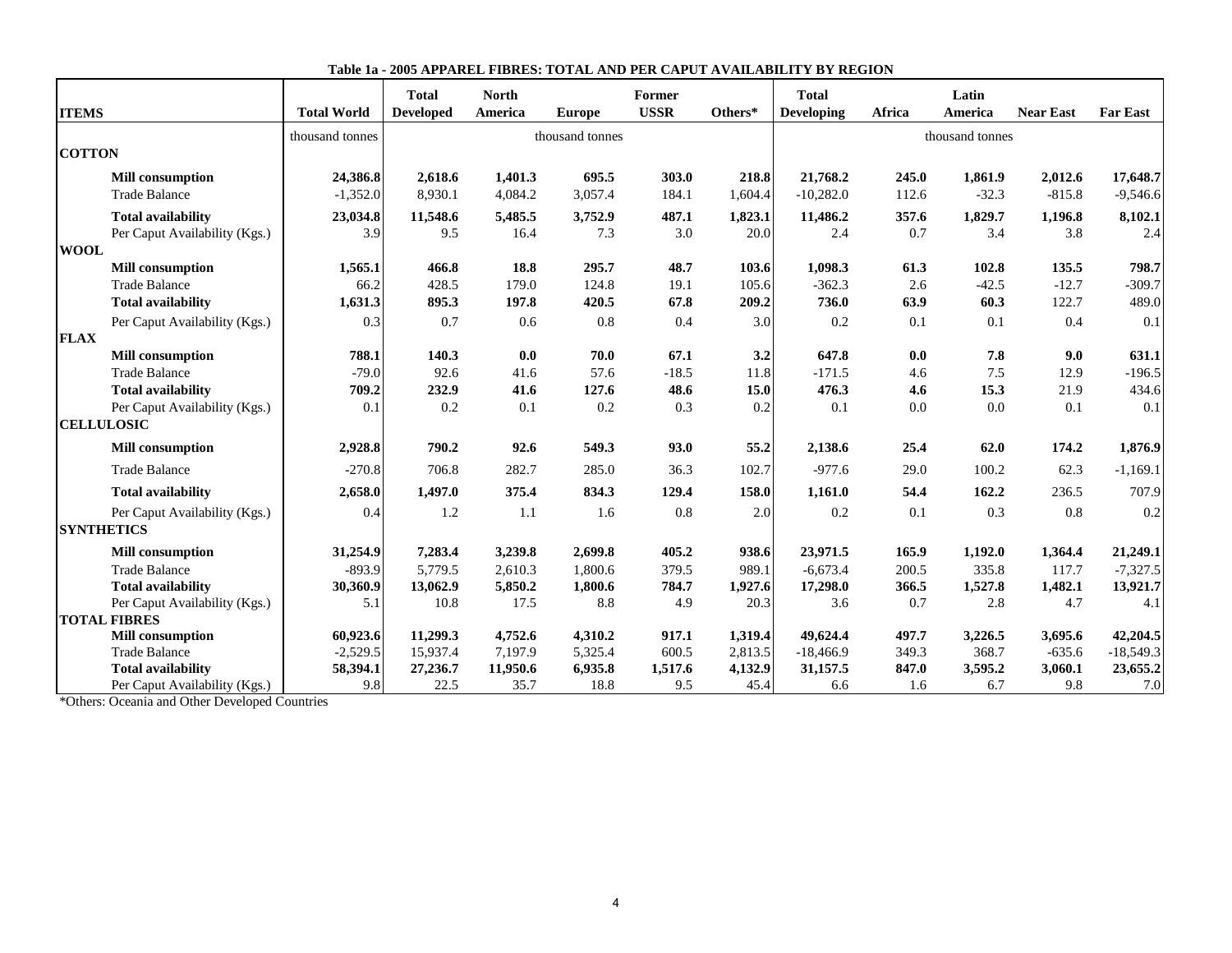**Table 1a - 2005 APPAREL FIBRES: TOTAL AND PER CAPUT AVAILABILITY BY REGION**

| ITEMS | Total World | Total Developed | North America | Europe | Former USSR | Others* | Total Developing | Africa | Latin America | Near East | Far East |
|---|---|---|---|---|---|---|---|---|---|---|---|
| | thousand tonnes | | | thousand tonnes | | | | | thousand tonnes | | |
| **COTTON** | | | | | | | | | | | |
| **Mill consumption** | **24,386.8** | **2,618.6** | **1,401.3** | **695.5** | **303.0** | **218.8** | **21,768.2** | **245.0** | **1,861.9** | **2,012.6** | **17,648.7** |
| Trade Balance | -1,352.0 | 8,930.1 | 4,084.2 | 3,057.4 | 184.1 | 1,604.4 | -10,282.0 | 112.6 | -32.3 | -815.8 | -9,546.6 |
| **Total availability** | **23,034.8** | **11,548.6** | **5,485.5** | **3,752.9** | **487.1** | **1,823.1** | **11,486.2** | **357.6** | **1,829.7** | **1,196.8** | **8,102.1** |
| Per Caput Availability (Kgs.) | 3.9 | 9.5 | 16.4 | 7.3 | 3.0 | 20.0 | 2.4 | 0.7 | 3.4 | 3.8 | 2.4 |
| **WOOL** | | | | | | | | | | | |
| **Mill consumption** | **1,565.1** | **466.8** | **18.8** | **295.7** | **48.7** | **103.6** | **1,098.3** | **61.3** | **102.8** | **135.5** | **798.7** |
| Trade Balance | 66.2 | 428.5 | 179.0 | 124.8 | 19.1 | 105.6 | -362.3 | 2.6 | -42.5 | -12.7 | -309.7 |
| **Total availability** | **1,631.3** | **895.3** | **197.8** | **420.5** | **67.8** | **209.2** | **736.0** | **63.9** | **60.3** | 122.7 | 489.0 |
| Per Caput Availability (Kgs.) | 0.3 | 0.7 | 0.6 | 0.8 | 0.4 | 3.0 | 0.2 | 0.1 | 0.1 | 0.4 | 0.1 |
| **FLAX** | | | | | | | | | | | |
| **Mill consumption** | **788.1** | **140.3** | **0.0** | **70.0** | **67.1** | **3.2** | **647.8** | **0.0** | **7.8** | **9.0** | **631.1** |
| Trade Balance | -79.0 | 92.6 | 41.6 | 57.6 | -18.5 | 11.8 | -171.5 | 4.6 | 7.5 | 12.9 | -196.5 |
| **Total availability** | **709.2** | **232.9** | **41.6** | **127.6** | **48.6** | **15.0** | **476.3** | **4.6** | **15.3** | 21.9 | 434.6 |
| Per Caput Availability (Kgs.) | 0.1 | 0.2 | 0.1 | 0.2 | 0.3 | 0.2 | 0.1 | 0.0 | 0.0 | 0.1 | 0.1 |
| **CELLULOSIC** | | | | | | | | | | | |
| **Mill consumption** | **2,928.8** | **790.2** | **92.6** | **549.3** | **93.0** | **55.2** | **2,138.6** | **25.4** | **62.0** | **174.2** | **1,876.9** |
| Trade Balance | -270.8 | 706.8 | 282.7 | 285.0 | 36.3 | 102.7 | -977.6 | 29.0 | 100.2 | 62.3 | -1,169.1 |
| **Total availability** | **2,658.0** | **1,497.0** | **375.4** | **834.3** | **129.4** | **158.0** | **1,161.0** | **54.4** | **162.2** | 236.5 | 707.9 |
| Per Caput Availability (Kgs.) | 0.4 | 1.2 | 1.1 | 1.6 | 0.8 | 2.0 | 0.2 | 0.1 | 0.3 | 0.8 | 0.2 |
| **SYNTHETICS** | | | | | | | | | | | |
| **Mill consumption** | **31,254.9** | **7,283.4** | **3,239.8** | **2,699.8** | **405.2** | **938.6** | **23,971.5** | **165.9** | **1,192.0** | **1,364.4** | **21,249.1** |
| Trade Balance | -893.9 | 5,779.5 | 2,610.3 | 1,800.6 | 379.5 | 989.1 | -6,673.4 | 200.5 | 335.8 | 117.7 | -7,327.5 |
| **Total availability** | **30,360.9** | **13,062.9** | **5,850.2** | **1,800.6** | **784.7** | **1,927.6** | **17,298.0** | **366.5** | **1,527.8** | **1,482.1** | **13,921.7** |
| Per Caput Availability (Kgs.) | 5.1 | 10.8 | 17.5 | 8.8 | 4.9 | 20.3 | 3.6 | 0.7 | 2.8 | 4.7 | 4.1 |
| **TOTAL FIBRES** | | | | | | | | | | | |
| **Mill consumption** | **60,923.6** | **11,299.3** | **4,752.6** | **4,310.2** | **917.1** | **1,319.4** | **49,624.4** | **497.7** | **3,226.5** | **3,695.6** | **42,204.5** |
| Trade Balance | -2,529.5 | 15,937.4 | 7,197.9 | 5,325.4 | 600.5 | 2,813.5 | -18,466.9 | 349.3 | 368.7 | -635.6 | -18,549.3 |
| **Total availability** | **58,394.1** | **27,236.7** | **11,950.6** | **6,935.8** | **1,517.6** | **4,132.9** | **31,157.5** | **847.0** | **3,595.2** | **3,060.1** | **23,655.2** |
| Per Caput Availability (Kgs.) | 9.8 | 22.5 | 35.7 | 18.8 | 9.5 | 45.4 | 6.6 | 1.6 | 6.7 | 9.8 | 7.0 |

*Others: Oceania and Other Developed Countries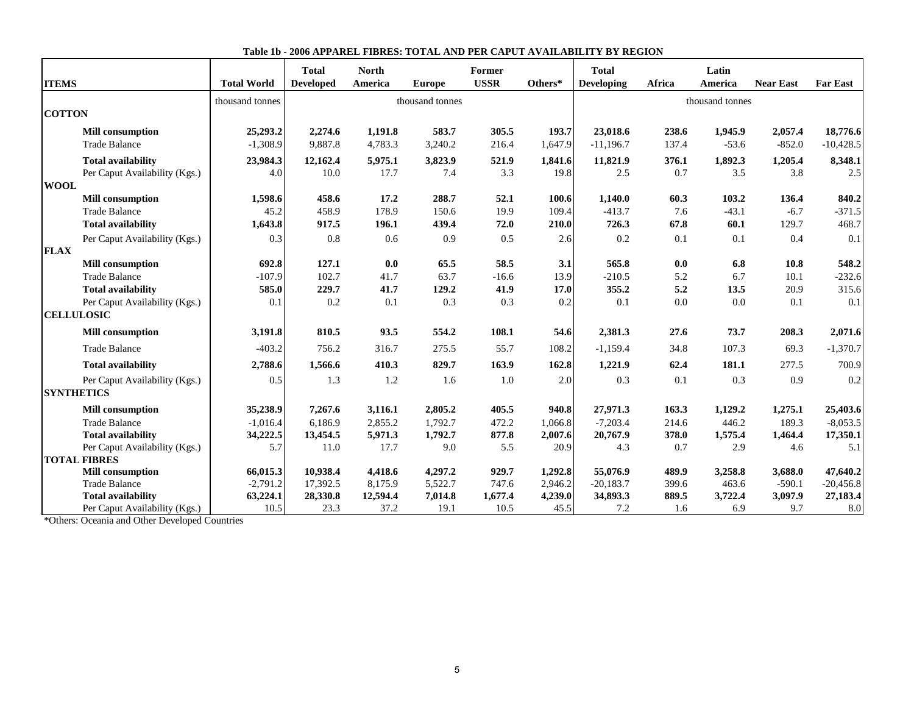**Table 1b - 2006 APPAREL FIBRES: TOTAL AND PER CAPUT AVAILABILITY BY REGION**

| ITEMS | Total World | Total Developed | North America | Europe | Former USSR | Others* | Total Developing | Africa | Latin America | Near East | Far East |
|---|---|---|---|---|---|---|---|---|---|---|---|
| | thousand tonnes | | | thousand tonnes | | | | | thousand tonnes | | |
| **COTTON** | | | | | | | | | | | |
| **Mill consumption** | **25,293.2** | **2,274.6** | **1,191.8** | **583.7** | **305.5** | **193.7** | **23,018.6** | **238.6** | **1,945.9** | **2,057.4** | **18,776.6** |
| Trade Balance | -1,308.9 | 9,887.8 | 4,783.3 | 3,240.2 | 216.4 | 1,647.9 | -11,196.7 | 137.4 | -53.6 | -852.0 | -10,428.5 |
| **Total availability** | **23,984.3** | **12,162.4** | **5,975.1** | **3,823.9** | **521.9** | **1,841.6** | **11,821.9** | **376.1** | **1,892.3** | **1,205.4** | **8,348.1** |
| Per Caput Availability (Kgs.) | 4.0 | 10.0 | 17.7 | 7.4 | 3.3 | 19.8 | 2.5 | 0.7 | 3.5 | 3.8 | 2.5 |
| **WOOL** | | | | | | | | | | | |
| **Mill consumption** | **1,598.6** | **458.6** | **17.2** | **288.7** | **52.1** | **100.6** | **1,140.0** | **60.3** | **103.2** | **136.4** | **840.2** |
| Trade Balance | 45.2 | 458.9 | 178.9 | 150.6 | 19.9 | 109.4 | -413.7 | 7.6 | -43.1 | -6.7 | -371.5 |
| **Total availability** | **1,643.8** | **917.5** | **196.1** | **439.4** | **72.0** | **210.0** | **726.3** | **67.8** | **60.1** | 129.7 | 468.7 |
| Per Caput Availability (Kgs.) | 0.3 | 0.8 | 0.6 | 0.9 | 0.5 | 2.6 | 0.2 | 0.1 | 0.1 | 0.4 | 0.1 |
| **FLAX** | | | | | | | | | | | |
| **Mill consumption** | **692.8** | **127.1** | **0.0** | **65.5** | **58.5** | **3.1** | **565.8** | **0.0** | **6.8** | **10.8** | **548.2** |
| Trade Balance | -107.9 | 102.7 | 41.7 | 63.7 | -16.6 | 13.9 | -210.5 | 5.2 | 6.7 | 10.1 | -232.6 |
| **Total availability** | **585.0** | **229.7** | **41.7** | **129.2** | **41.9** | **17.0** | **355.2** | **5.2** | **13.5** | 20.9 | 315.6 |
| Per Caput Availability (Kgs.) | 0.1 | 0.2 | 0.1 | 0.3 | 0.3 | 0.2 | 0.1 | 0.0 | 0.0 | 0.1 | 0.1 |
| **CELLULOSIC** | | | | | | | | | | | |
| **Mill consumption** | **3,191.8** | **810.5** | **93.5** | **554.2** | **108.1** | **54.6** | **2,381.3** | **27.6** | **73.7** | **208.3** | **2,071.6** |
| Trade Balance | -403.2 | 756.2 | 316.7 | 275.5 | 55.7 | 108.2 | -1,159.4 | 34.8 | 107.3 | 69.3 | -1,370.7 |
| **Total availability** | **2,788.6** | **1,566.6** | **410.3** | **829.7** | **163.9** | **162.8** | **1,221.9** | **62.4** | **181.1** | 277.5 | 700.9 |
| Per Caput Availability (Kgs.) | 0.5 | 1.3 | 1.2 | 1.6 | 1.0 | 2.0 | 0.3 | 0.1 | 0.3 | 0.9 | 0.2 |
| **SYNTHETICS** | | | | | | | | | | | |
| **Mill consumption** | **35,238.9** | **7,267.6** | **3,116.1** | **2,805.2** | **405.5** | **940.8** | **27,971.3** | **163.3** | **1,129.2** | **1,275.1** | **25,403.6** |
| Trade Balance | -1,016.4 | 6,186.9 | 2,855.2 | 1,792.7 | 472.2 | 1,066.8 | -7,203.4 | 214.6 | 446.2 | 189.3 | -8,053.5 |
| **Total availability** | **34,222.5** | **13,454.5** | **5,971.3** | **1,792.7** | **877.8** | **2,007.6** | **20,767.9** | **378.0** | **1,575.4** | **1,464.4** | **17,350.1** |
| Per Caput Availability (Kgs.) | 5.7 | 11.0 | 17.7 | 9.0 | 5.5 | 20.9 | 4.3 | 0.7 | 2.9 | 4.6 | 5.1 |
| **TOTAL FIBRES** | | | | | | | | | | | |
| **Mill consumption** | **66,015.3** | **10,938.4** | **4,418.6** | **4,297.2** | **929.7** | **1,292.8** | **55,076.9** | **489.9** | **3,258.8** | **3,688.0** | **47,640.2** |
| Trade Balance | -2,791.2 | 17,392.5 | 8,175.9 | 5,522.7 | 747.6 | 2,946.2 | -20,183.7 | 399.6 | 463.6 | -590.1 | -20,456.8 |
| **Total availability** | **63,224.1** | **28,330.8** | **12,594.4** | **7,014.8** | **1,677.4** | **4,239.0** | **34,893.3** | **889.5** | **3,722.4** | **3,097.9** | **27,183.4** |
| Per Caput Availability (Kgs.) | 10.5 | 23.3 | 37.2 | 19.1 | 10.5 | 45.5 | 7.2 | 1.6 | 6.9 | 9.7 | 8.0 |

*Others: Oceania and Other Developed Countries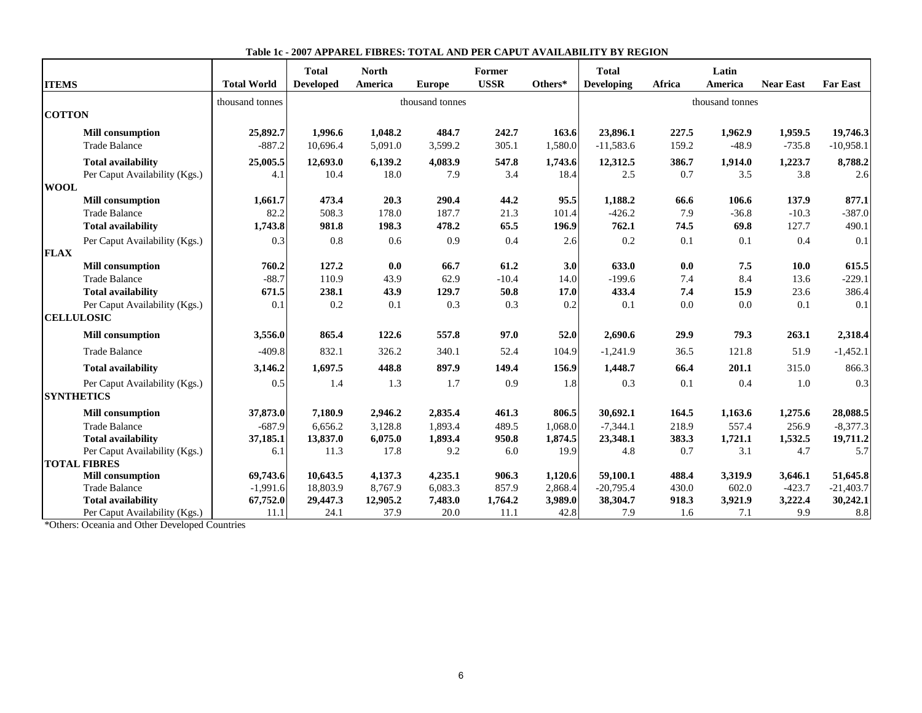**Table 1c - 2007 APPAREL FIBRES: TOTAL AND PER CAPUT AVAILABILITY BY REGION**

| ITEMS | Total World | Total Developed | North America | Europe | Former USSR | Others* | Total Developing | Africa | Latin America | Near East | Far East |
|---|---|---|---|---|---|---|---|---|---|---|---|
| | thousand tonnes | | | thousand tonnes | | | | | thousand tonnes | | |
| **COTTON** | | | | | | | | | | | |
| **Mill consumption** | **25,892.7** | **1,996.6** | **1,048.2** | **484.7** | **242.7** | **163.6** | **23,896.1** | **227.5** | **1,962.9** | **1,959.5** | **19,746.3** |
| Trade Balance | -887.2 | 10,696.4 | 5,091.0 | 3,599.2 | 305.1 | 1,580.0 | -11,583.6 | 159.2 | -48.9 | -735.8 | -10,958.1 |
| **Total availability** | **25,005.5** | **12,693.0** | **6,139.2** | **4,083.9** | **547.8** | **1,743.6** | **12,312.5** | **386.7** | **1,914.0** | **1,223.7** | **8,788.2** |
| Per Caput Availability (Kgs.) | 4.1 | 10.4 | 18.0 | 7.9 | 3.4 | 18.4 | 2.5 | 0.7 | 3.5 | 3.8 | 2.6 |
| **WOOL** | | | | | | | | | | | |
| **Mill consumption** | **1,661.7** | **473.4** | **20.3** | **290.4** | **44.2** | **95.5** | **1,188.2** | **66.6** | **106.6** | **137.9** | **877.1** |
| Trade Balance | 82.2 | 508.3 | 178.0 | 187.7 | 21.3 | 101.4 | -426.2 | 7.9 | -36.8 | -10.3 | -387.0 |
| **Total availability** | **1,743.8** | **981.8** | **198.3** | **478.2** | **65.5** | **196.9** | **762.1** | **74.5** | **69.8** | 127.7 | 490.1 |
| Per Caput Availability (Kgs.) | 0.3 | 0.8 | 0.6 | 0.9 | 0.4 | 2.6 | 0.2 | 0.1 | 0.1 | 0.4 | 0.1 |
| **FLAX** | | | | | | | | | | | |
| **Mill consumption** | **760.2** | **127.2** | **0.0** | **66.7** | **61.2** | **3.0** | **633.0** | **0.0** | **7.5** | **10.0** | **615.5** |
| Trade Balance | -88.7 | 110.9 | 43.9 | 62.9 | -10.4 | 14.0 | -199.6 | 7.4 | 8.4 | 13.6 | -229.1 |
| **Total availability** | **671.5** | **238.1** | **43.9** | **129.7** | **50.8** | **17.0** | **433.4** | **7.4** | **15.9** | 23.6 | 386.4 |
| Per Caput Availability (Kgs.) | 0.1 | 0.2 | 0.1 | 0.3 | 0.3 | 0.2 | 0.1 | 0.0 | 0.0 | 0.1 | 0.1 |
| **CELLULOSIC** | | | | | | | | | | | |
| **Mill consumption** | **3,556.0** | **865.4** | **122.6** | **557.8** | **97.0** | **52.0** | **2,690.6** | **29.9** | **79.3** | **263.1** | **2,318.4** |
| Trade Balance | -409.8 | 832.1 | 326.2 | 340.1 | 52.4 | 104.9 | -1,241.9 | 36.5 | 121.8 | 51.9 | -1,452.1 |
| **Total availability** | **3,146.2** | **1,697.5** | **448.8** | **897.9** | **149.4** | **156.9** | **1,448.7** | **66.4** | **201.1** | 315.0 | 866.3 |
| Per Caput Availability (Kgs.) | 0.5 | 1.4 | 1.3 | 1.7 | 0.9 | 1.8 | 0.3 | 0.1 | 0.4 | 1.0 | 0.3 |
| **SYNTHETICS** | | | | | | | | | | | |
| **Mill consumption** | **37,873.0** | **7,180.9** | **2,946.2** | **2,835.4** | **461.3** | **806.5** | **30,692.1** | **164.5** | **1,163.6** | **1,275.6** | **28,088.5** |
| Trade Balance | -687.9 | 6,656.2 | 3,128.8 | 1,893.4 | 489.5 | 1,068.0 | -7,344.1 | 218.9 | 557.4 | 256.9 | -8,377.3 |
| **Total availability** | **37,185.1** | **13,837.0** | **6,075.0** | **1,893.4** | **950.8** | **1,874.5** | **23,348.1** | **383.3** | **1,721.1** | **1,532.5** | **19,711.2** |
| Per Caput Availability (Kgs.) | 6.1 | 11.3 | 17.8 | 9.2 | 6.0 | 19.9 | 4.8 | 0.7 | 3.1 | 4.7 | 5.7 |
| **TOTAL FIBRES** | | | | | | | | | | | |
| **Mill consumption** | **69,743.6** | **10,643.5** | **4,137.3** | **4,235.1** | **906.3** | **1,120.6** | **59,100.1** | **488.4** | **3,319.9** | **3,646.1** | **51,645.8** |
| Trade Balance | -1,991.6 | 18,803.9 | 8,767.9 | 6,083.3 | 857.9 | 2,868.4 | -20,795.4 | 430.0 | 602.0 | -423.7 | -21,403.7 |
| **Total availability** | **67,752.0** | **29,447.3** | **12,905.2** | **7,483.0** | **1,764.2** | **3,989.0** | **38,304.7** | **918.3** | **3,921.9** | **3,222.4** | **30,242.1** |
| Per Caput Availability (Kgs.) | 11.1 | 24.1 | 37.9 | 20.0 | 11.1 | 42.8 | 7.9 | 1.6 | 7.1 | 9.9 | 8.8 |

*Others: Oceania and Other Developed Countries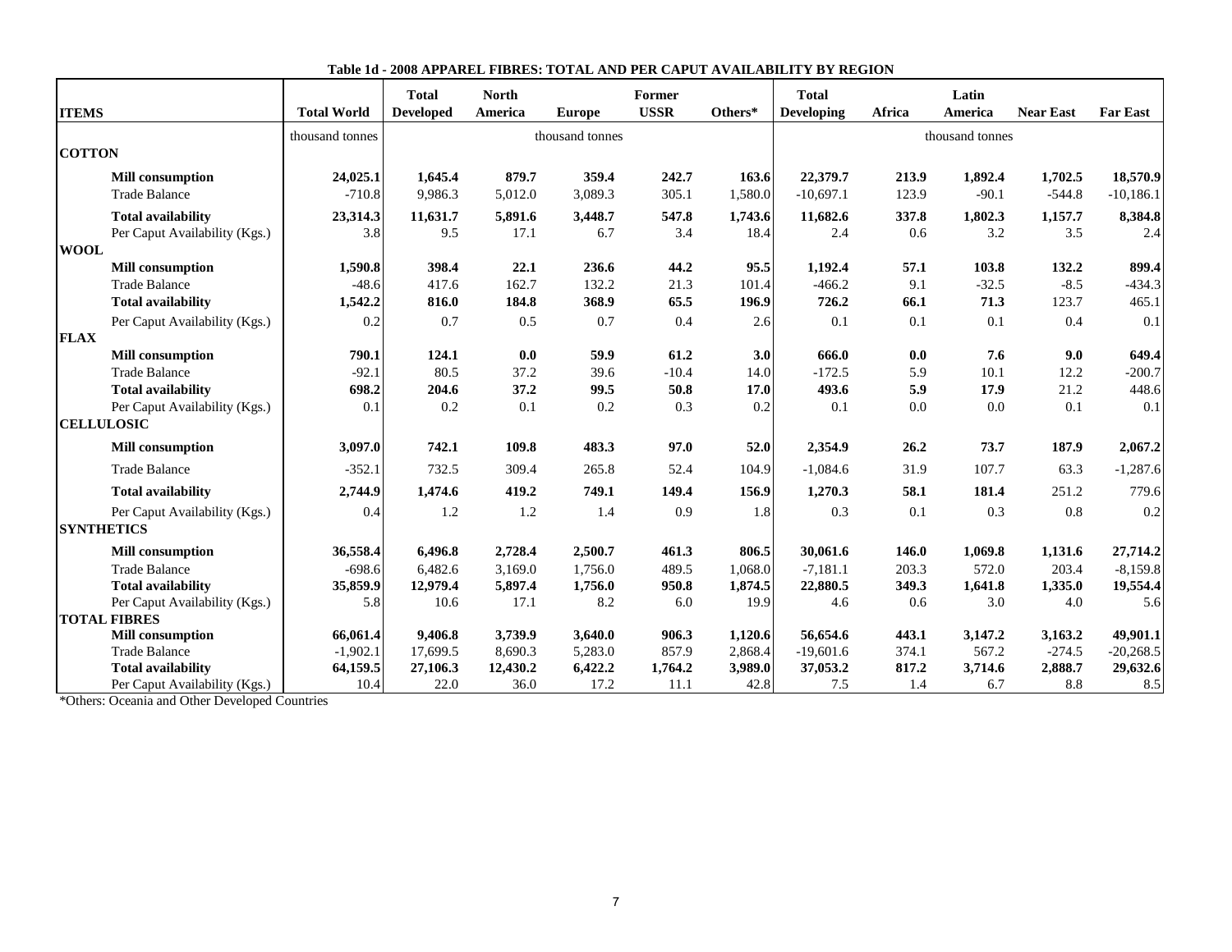**Table 1d - 2008 APPAREL FIBRES: TOTAL AND PER CAPUT AVAILABILITY BY REGION**

| ITEMS | Total World | Total Developed | North America | Europe | Former USSR | Others* | Total Developing | Africa | Latin America | Near East | Far East |
|---|---|---|---|---|---|---|---|---|---|---|---|
| | thousand tonnes | | | thousand tonnes | | | | | thousand tonnes | | |
| **COTTON** | | | | | | | | | | | |
| **Mill consumption** | **24,025.1** | **1,645.4** | **879.7** | **359.4** | **242.7** | **163.6** | **22,379.7** | **213.9** | **1,892.4** | **1,702.5** | **18,570.9** |
| Trade Balance | -710.8 | 9,986.3 | 5,012.0 | 3,089.3 | 305.1 | 1,580.0 | -10,697.1 | 123.9 | -90.1 | -544.8 | -10,186.1 |
| **Total availability** | **23,314.3** | **11,631.7** | **5,891.6** | **3,448.7** | **547.8** | **1,743.6** | **11,682.6** | **337.8** | **1,802.3** | **1,157.7** | **8,384.8** |
| Per Caput Availability (Kgs.) | 3.8 | 9.5 | 17.1 | 6.7 | 3.4 | 18.4 | 2.4 | 0.6 | 3.2 | 3.5 | 2.4 |
| **WOOL** | | | | | | | | | | | |
| **Mill consumption** | **1,590.8** | **398.4** | **22.1** | **236.6** | **44.2** | **95.5** | **1,192.4** | **57.1** | **103.8** | **132.2** | **899.4** |
| Trade Balance | -48.6 | 417.6 | 162.7 | 132.2 | 21.3 | 101.4 | -466.2 | 9.1 | -32.5 | -8.5 | -434.3 |
| **Total availability** | **1,542.2** | **816.0** | **184.8** | **368.9** | **65.5** | **196.9** | **726.2** | **66.1** | **71.3** | 123.7 | 465.1 |
| Per Caput Availability (Kgs.) | 0.2 | 0.7 | 0.5 | 0.7 | 0.4 | 2.6 | 0.1 | 0.1 | 0.1 | 0.4 | 0.1 |
| **FLAX** | | | | | | | | | | | |
| **Mill consumption** | **790.1** | **124.1** | **0.0** | **59.9** | **61.2** | **3.0** | **666.0** | **0.0** | **7.6** | **9.0** | **649.4** |
| Trade Balance | -92.1 | 80.5 | 37.2 | 39.6 | -10.4 | 14.0 | -172.5 | 5.9 | 10.1 | 12.2 | -200.7 |
| **Total availability** | **698.2** | **204.6** | **37.2** | **99.5** | **50.8** | **17.0** | **493.6** | **5.9** | **17.9** | 21.2 | 448.6 |
| Per Caput Availability (Kgs.) | 0.1 | 0.2 | 0.1 | 0.2 | 0.3 | 0.2 | 0.1 | 0.0 | 0.0 | 0.1 | 0.1 |
| **CELLULOSIC** | | | | | | | | | | | |
| **Mill consumption** | **3,097.0** | **742.1** | **109.8** | **483.3** | **97.0** | **52.0** | **2,354.9** | **26.2** | **73.7** | **187.9** | **2,067.2** |
| Trade Balance | -352.1 | 732.5 | 309.4 | 265.8 | 52.4 | 104.9 | -1,084.6 | 31.9 | 107.7 | 63.3 | -1,287.6 |
| **Total availability** | **2,744.9** | **1,474.6** | **419.2** | **749.1** | **149.4** | **156.9** | **1,270.3** | **58.1** | **181.4** | 251.2 | 779.6 |
| Per Caput Availability (Kgs.) | 0.4 | 1.2 | 1.2 | 1.4 | 0.9 | 1.8 | 0.3 | 0.1 | 0.3 | 0.8 | 0.2 |
| **SYNTHETICS** | | | | | | | | | | | |
| **Mill consumption** | **36,558.4** | **6,496.8** | **2,728.4** | **2,500.7** | **461.3** | **806.5** | **30,061.6** | **146.0** | **1,069.8** | **1,131.6** | **27,714.2** |
| Trade Balance | -698.6 | 6,482.6 | 3,169.0 | 1,756.0 | 489.5 | 1,068.0 | -7,181.1 | 203.3 | 572.0 | 203.4 | -8,159.8 |
| **Total availability** | **35,859.9** | **12,979.4** | **5,897.4** | **1,756.0** | **950.8** | **1,874.5** | **22,880.5** | **349.3** | **1,641.8** | **1,335.0** | **19,554.4** |
| Per Caput Availability (Kgs.) | 5.8 | 10.6 | 17.1 | 8.2 | 6.0 | 19.9 | 4.6 | 0.6 | 3.0 | 4.0 | 5.6 |
| **TOTAL FIBRES** | | | | | | | | | | | |
| **Mill consumption** | **66,061.4** | **9,406.8** | **3,739.9** | **3,640.0** | **906.3** | **1,120.6** | **56,654.6** | **443.1** | **3,147.2** | **3,163.2** | **49,901.1** |
| Trade Balance | -1,902.1 | 17,699.5 | 8,690.3 | 5,283.0 | 857.9 | 2,868.4 | -19,601.6 | 374.1 | 567.2 | -274.5 | -20,268.5 |
| **Total availability** | **64,159.5** | **27,106.3** | **12,430.2** | **6,422.2** | **1,764.2** | **3,989.0** | **37,053.2** | **817.2** | **3,714.6** | **2,888.7** | **29,632.6** |
| Per Caput Availability (Kgs.) | 10.4 | 22.0 | 36.0 | 17.2 | 11.1 | 42.8 | 7.5 | 1.4 | 6.7 | 8.8 | 8.5 |

*Others: Oceania and Other Developed Countries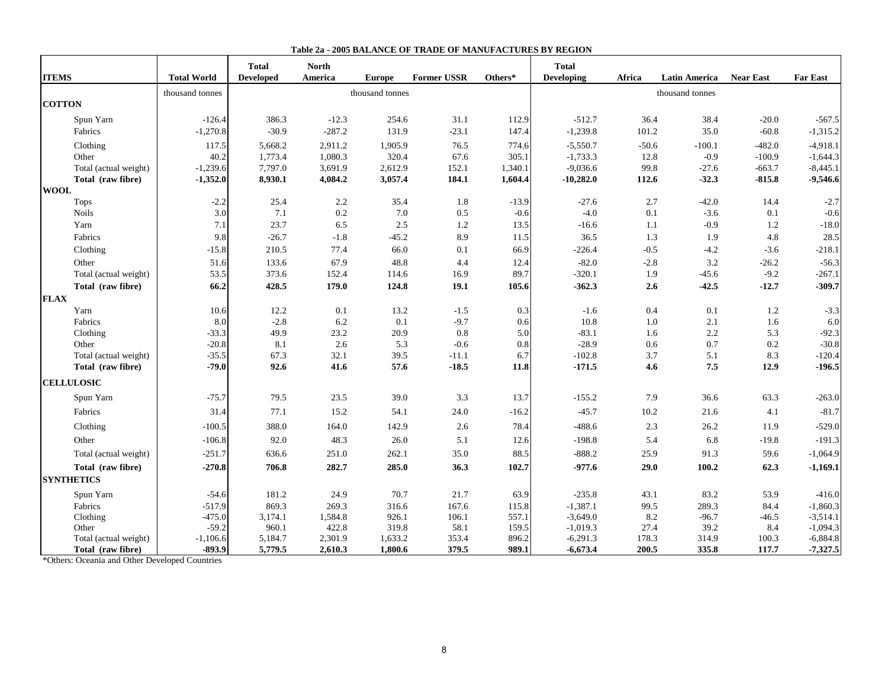**Table 2a - 2005 BALANCE OF TRADE OF MANUFACTURES BY REGION**

| ITEMS | Total World | Total Developed | North America | Europe | Former USSR | Others* | Total Developing | Africa | Latin America | Near East | Far East |
|---|---|---|---|---|---|---|---|---|---|---|---|
| | thousand tonnes | | | thousand tonnes | | | | | thousand tonnes | | |
| **COTTON** | | | | | | | | | | | |
| Spun Yarn | -126.4 | 386.3 | -12.3 | 254.6 | 31.1 | 112.9 | -512.7 | 36.4 | 38.4 | -20.0 | -567.5 |
| Fabrics | -1,270.8 | -30.9 | -287.2 | 131.9 | -23.1 | 147.4 | -1,239.8 | 101.2 | 35.0 | -60.8 | -1,315.2 |
| Clothing | 117.5 | 5,668.2 | 2,911.2 | 1,905.9 | 76.5 | 774.6 | -5,550.7 | -50.6 | -100.1 | -482.0 | -4,918.1 |
| Other | 40.2 | 1,773.4 | 1,080.3 | 320.4 | 67.6 | 305.1 | -1,733.3 | 12.8 | -0.9 | -100.9 | -1,644.3 |
| Total (actual weight) | -1,239.6 | 7,797.0 | 3,691.9 | 2,612.9 | 152.1 | 1,340.1 | -9,036.6 | 99.8 | -27.6 | -663.7 | -8,445.1 |
| **Total (raw fibre)** | **-1,352.0** | **8,930.1** | **4,084.2** | **3,057.4** | **184.1** | **1,604.4** | **-10,282.0** | **112.6** | **-32.3** | **-815.8** | **-9,546.6** |
| **WOOL** | | | | | | | | | | | |
| Tops | -2.2 | 25.4 | 2.2 | 35.4 | 1.8 | -13.9 | -27.6 | 2.7 | -42.0 | 14.4 | -2.7 |
| Noils | 3.0 | 7.1 | 0.2 | 7.0 | 0.5 | -0.6 | -4.0 | 0.1 | -3.6 | 0.1 | -0.6 |
| Yarn | 7.1 | 23.7 | 6.5 | 2.5 | 1.2 | 13.5 | -16.6 | 1.1 | -0.9 | 1.2 | -18.0 |
| Fabrics | 9.8 | -26.7 | -1.8 | -45.2 | 8.9 | 11.5 | 36.5 | 1.3 | 1.9 | 4.8 | 28.5 |
| Clothing | -15.8 | 210.5 | 77.4 | 66.0 | 0.1 | 66.9 | -226.4 | -0.5 | -4.2 | -3.6 | -218.1 |
| Other | 51.6 | 133.6 | 67.9 | 48.8 | 4.4 | 12.4 | -82.0 | -2.8 | 3.2 | -26.2 | -56.3 |
| Total (actual weight) | 53.5 | 373.6 | 152.4 | 114.6 | 16.9 | 89.7 | -320.1 | 1.9 | -45.6 | -9.2 | -267.1 |
| **Total (raw fibre)** | **66.2** | **428.5** | **179.0** | **124.8** | **19.1** | **105.6** | **-362.3** | **2.6** | **-42.5** | **-12.7** | **-309.7** |
| **FLAX** | | | | | | | | | | | |
| Yarn | 10.6 | 12.2 | 0.1 | 13.2 | -1.5 | 0.3 | -1.6 | 0.4 | 0.1 | 1.2 | -3.3 |
| Fabrics | 8.0 | -2.8 | 6.2 | 0.1 | -9.7 | 0.6 | 10.8 | 1.0 | 2.1 | 1.6 | 6.0 |
| Clothing | -33.3 | 49.9 | 23.2 | 20.9 | 0.8 | 5.0 | -83.1 | 1.6 | 2.2 | 5.3 | -92.3 |
| Other | -20.8 | 8.1 | 2.6 | 5.3 | -0.6 | 0.8 | -28.9 | 0.6 | 0.7 | 0.2 | -30.8 |
| Total (actual weight) | -35.5 | 67.3 | 32.1 | 39.5 | -11.1 | 6.7 | -102.8 | 3.7 | 5.1 | 8.3 | -120.4 |
| **Total (raw fibre)** | **-79.0** | **92.6** | **41.6** | **57.6** | **-18.5** | **11.8** | **-171.5** | **4.6** | **7.5** | **12.9** | **-196.5** |
| **CELLULOSIC** | | | | | | | | | | | |
| Spun Yarn | -75.7 | 79.5 | 23.5 | 39.0 | 3.3 | 13.7 | -155.2 | 7.9 | 36.6 | 63.3 | -263.0 |
| Fabrics | 31.4 | 77.1 | 15.2 | 54.1 | 24.0 | -16.2 | -45.7 | 10.2 | 21.6 | 4.1 | -81.7 |
| Clothing | -100.5 | 388.0 | 164.0 | 142.9 | 2.6 | 78.4 | -488.6 | 2.3 | 26.2 | 11.9 | -529.0 |
| Other | -106.8 | 92.0 | 48.3 | 26.0 | 5.1 | 12.6 | -198.8 | 5.4 | 6.8 | -19.8 | -191.3 |
| Total (actual weight) | -251.7 | 636.6 | 251.0 | 262.1 | 35.0 | 88.5 | -888.2 | 25.9 | 91.3 | 59.6 | -1,064.9 |
| **Total (raw fibre)** | **-270.8** | **706.8** | **282.7** | **285.0** | **36.3** | **102.7** | **-977.6** | **29.0** | **100.2** | **62.3** | **-1,169.1** |
| **SYNTHETICS** | | | | | | | | | | | |
| Spun Yarn | -54.6 | 181.2 | 24.9 | 70.7 | 21.7 | 63.9 | -235.8 | 43.1 | 83.2 | 53.9 | -416.0 |
| Fabrics | -517.9 | 869.3 | 269.3 | 316.6 | 167.6 | 115.8 | -1,387.1 | 99.5 | 289.3 | 84.4 | -1,860.3 |
| Clothing | -475.0 | 3,174.1 | 1,584.8 | 926.1 | 106.1 | 557.1 | -3,649.0 | 8.2 | -96.7 | -46.5 | -3,514.1 |
| Other | -59.2 | 960.1 | 422.8 | 319.8 | 58.1 | 159.5 | -1,019.3 | 27.4 | 39.2 | 8.4 | -1,094.3 |
| Total (actual weight) | -1,106.6 | 5,184.7 | 2,301.9 | 1,633.2 | 353.4 | 896.2 | -6,291.3 | 178.3 | 314.9 | 100.3 | -6,884.8 |
| **Total (raw fibre)** | **-893.9** | **5,779.5** | **2,610.3** | **1,800.6** | **379.5** | **989.1** | **-6,673.4** | **200.5** | **335.8** | **117.7** | **-7,327.5** |

*Others: Oceania and Other Developed Countries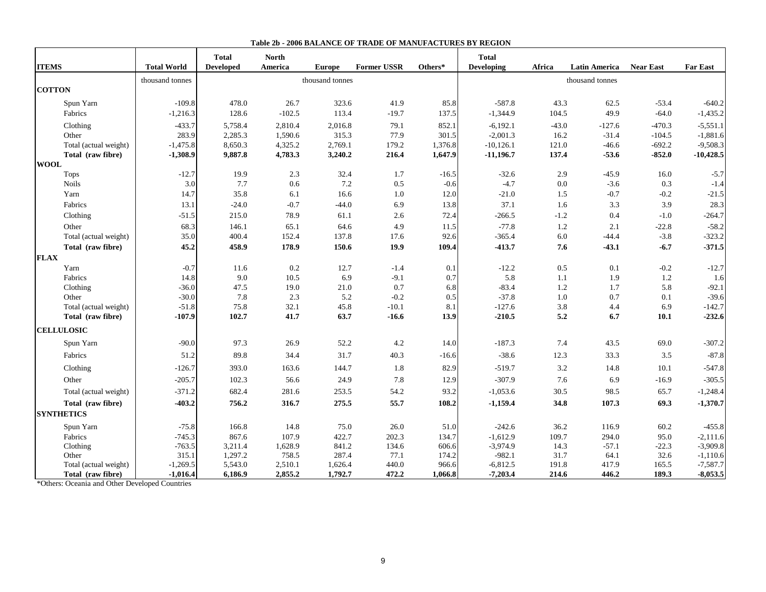**Table 2b - 2006 BALANCE OF TRADE OF MANUFACTURES BY REGION**

| ITEMS | Total World | Total Developed | North America | Europe | Former USSR | Others* | Total Developing | Africa | Latin America | Near East | Far East |
|---|---|---|---|---|---|---|---|---|---|---|---|
| | thousand tonnes | | | thousand tonnes | | | | | thousand tonnes | | |
| **COTTON** | | | | | | | | | | | |
| Spun Yarn | -109.8 | 478.0 | 26.7 | 323.6 | 41.9 | 85.8 | -587.8 | 43.3 | 62.5 | -53.4 | -640.2 |
| Fabrics | -1,216.3 | 128.6 | -102.5 | 113.4 | -19.7 | 137.5 | -1,344.9 | 104.5 | 49.9 | -64.0 | -1,435.2 |
| Clothing | -433.7 | 5,758.4 | 2,810.4 | 2,016.8 | 79.1 | 852.1 | -6,192.1 | -43.0 | -127.6 | -470.3 | -5,551.1 |
| Other | 283.9 | 2,285.3 | 1,590.6 | 315.3 | 77.9 | 301.5 | -2,001.3 | 16.2 | -31.4 | -104.5 | -1,881.6 |
| Total (actual weight) | -1,475.8 | 8,650.3 | 4,325.2 | 2,769.1 | 179.2 | 1,376.8 | -10,126.1 | 121.0 | -46.6 | -692.2 | -9,508.3 |
| **Total (raw fibre)** | **-1,308.9** | **9,887.8** | **4,783.3** | **3,240.2** | **216.4** | **1,647.9** | **-11,196.7** | **137.4** | **-53.6** | **-852.0** | **-10,428.5** |
| **WOOL** | | | | | | | | | | | |
| Tops | -12.7 | 19.9 | 2.3 | 32.4 | 1.7 | -16.5 | -32.6 | 2.9 | -45.9 | 16.0 | -5.7 |
| Noils | 3.0 | 7.7 | 0.6 | 7.2 | 0.5 | -0.6 | -4.7 | 0.0 | -3.6 | 0.3 | -1.4 |
| Yarn | 14.7 | 35.8 | 6.1 | 16.6 | 1.0 | 12.0 | -21.0 | 1.5 | -0.7 | -0.2 | -21.5 |
| Fabrics | 13.1 | -24.0 | -0.7 | -44.0 | 6.9 | 13.8 | 37.1 | 1.6 | 3.3 | 3.9 | 28.3 |
| Clothing | -51.5 | 215.0 | 78.9 | 61.1 | 2.6 | 72.4 | -266.5 | -1.2 | 0.4 | -1.0 | -264.7 |
| Other | 68.3 | 146.1 | 65.1 | 64.6 | 4.9 | 11.5 | -77.8 | 1.2 | 2.1 | -22.8 | -58.2 |
| Total (actual weight) | 35.0 | 400.4 | 152.4 | 137.8 | 17.6 | 92.6 | -365.4 | 6.0 | -44.4 | -3.8 | -323.2 |
| **Total (raw fibre)** | **45.2** | **458.9** | **178.9** | **150.6** | **19.9** | **109.4** | **-413.7** | **7.6** | **-43.1** | **-6.7** | **-371.5** |
| **FLAX** | | | | | | | | | | | |
| Yarn | -0.7 | 11.6 | 0.2 | 12.7 | -1.4 | 0.1 | -12.2 | 0.5 | 0.1 | -0.2 | -12.7 |
| Fabrics | 14.8 | 9.0 | 10.5 | 6.9 | -9.1 | 0.7 | 5.8 | 1.1 | 1.9 | 1.2 | 1.6 |
| Clothing | -36.0 | 47.5 | 19.0 | 21.0 | 0.7 | 6.8 | -83.4 | 1.2 | 1.7 | 5.8 | -92.1 |
| Other | -30.0 | 7.8 | 2.3 | 5.2 | -0.2 | 0.5 | -37.8 | 1.0 | 0.7 | 0.1 | -39.6 |
| Total (actual weight) | -51.8 | 75.8 | 32.1 | 45.8 | -10.1 | 8.1 | -127.6 | 3.8 | 4.4 | 6.9 | -142.7 |
| **Total (raw fibre)** | **-107.9** | **102.7** | **41.7** | **63.7** | **-16.6** | **13.9** | **-210.5** | **5.2** | **6.7** | **10.1** | **-232.6** |
| **CELLULOSIC** | | | | | | | | | | | |
| Spun Yarn | -90.0 | 97.3 | 26.9 | 52.2 | 4.2 | 14.0 | -187.3 | 7.4 | 43.5 | 69.0 | -307.2 |
| Fabrics | 51.2 | 89.8 | 34.4 | 31.7 | 40.3 | -16.6 | -38.6 | 12.3 | 33.3 | 3.5 | -87.8 |
| Clothing | -126.7 | 393.0 | 163.6 | 144.7 | 1.8 | 82.9 | -519.7 | 3.2 | 14.8 | 10.1 | -547.8 |
| Other | -205.7 | 102.3 | 56.6 | 24.9 | 7.8 | 12.9 | -307.9 | 7.6 | 6.9 | -16.9 | -305.5 |
| Total (actual weight) | -371.2 | 682.4 | 281.6 | 253.5 | 54.2 | 93.2 | -1,053.6 | 30.5 | 98.5 | 65.7 | -1,248.4 |
| **Total (raw fibre)** | **-403.2** | **756.2** | **316.7** | **275.5** | **55.7** | **108.2** | **-1,159.4** | **34.8** | **107.3** | **69.3** | **-1,370.7** |
| **SYNTHETICS** | | | | | | | | | | | |
| Spun Yarn | -75.8 | 166.8 | 14.8 | 75.0 | 26.0 | 51.0 | -242.6 | 36.2 | 116.9 | 60.2 | -455.8 |
| Fabrics | -745.3 | 867.6 | 107.9 | 422.7 | 202.3 | 134.7 | -1,612.9 | 109.7 | 294.0 | 95.0 | -2,111.6 |
| Clothing | -763.5 | 3,211.4 | 1,628.9 | 841.2 | 134.6 | 606.6 | -3,974.9 | 14.3 | -57.1 | -22.3 | -3,909.8 |
| Other | 315.1 | 1,297.2 | 758.5 | 287.4 | 77.1 | 174.2 | -982.1 | 31.7 | 64.1 | 32.6 | -1,110.6 |
| Total (actual weight) | -1,269.5 | 5,543.0 | 2,510.1 | 1,626.4 | 440.0 | 966.6 | -6,812.5 | 191.8 | 417.9 | 165.5 | -7,587.7 |
| **Total (raw fibre)** | **-1,016.4** | **6,186.9** | **2,855.2** | **1,792.7** | **472.2** | **1,066.8** | **-7,203.4** | **214.6** | **446.2** | **189.3** | **-8,053.5** |

*Others: Oceania and Other Developed Countries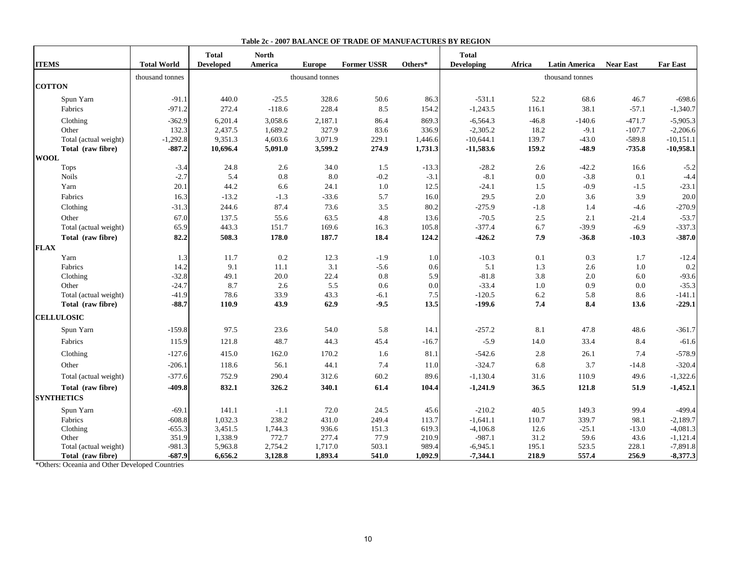**Table 2c - 2007 BALANCE OF TRADE OF MANUFACTURES BY REGION**

| ITEMS | Total World | Total Developed | North America | Europe | Former USSR | Others* | Total Developing | Africa | Latin America | Near East | Far East |
|---|---|---|---|---|---|---|---|---|---|---|---|
| | thousand tonnes | | | thousand tonnes | | | | | thousand tonnes | | |
| **COTTON** | | | | | | | | | | | |
| Spun Yarn | -91.1 | 440.0 | -25.5 | 328.6 | 50.6 | 86.3 | -531.1 | 52.2 | 68.6 | 46.7 | -698.6 |
| Fabrics | -971.2 | 272.4 | -118.6 | 228.4 | 8.5 | 154.2 | -1,243.5 | 116.1 | 38.1 | -57.1 | -1,340.7 |
| Clothing | -362.9 | 6,201.4 | 3,058.6 | 2,187.1 | 86.4 | 869.3 | -6,564.3 | -46.8 | -140.6 | -471.7 | -5,905.3 |
| Other | 132.3 | 2,437.5 | 1,689.2 | 327.9 | 83.6 | 336.9 | -2,305.2 | 18.2 | -9.1 | -107.7 | -2,206.6 |
| Total (actual weight) | -1,292.8 | 9,351.3 | 4,603.6 | 3,071.9 | 229.1 | 1,446.6 | -10,644.1 | 139.7 | -43.0 | -589.8 | -10,151.1 |
| **Total (raw fibre)** | **-887.2** | **10,696.4** | **5,091.0** | **3,599.2** | **274.9** | **1,731.3** | **-11,583.6** | **159.2** | **-48.9** | **-735.8** | **-10,958.1** |
| **WOOL** | | | | | | | | | | | |
| Tops | -3.4 | 24.8 | 2.6 | 34.0 | 1.5 | -13.3 | -28.2 | 2.6 | -42.2 | 16.6 | -5.2 |
| Noils | -2.7 | 5.4 | 0.8 | 8.0 | -0.2 | -3.1 | -8.1 | 0.0 | -3.8 | 0.1 | -4.4 |
| Yarn | 20.1 | 44.2 | 6.6 | 24.1 | 1.0 | 12.5 | -24.1 | 1.5 | -0.9 | -1.5 | -23.1 |
| Fabrics | 16.3 | -13.2 | -1.3 | -33.6 | 5.7 | 16.0 | 29.5 | 2.0 | 3.6 | 3.9 | 20.0 |
| Clothing | -31.3 | 244.6 | 87.4 | 73.6 | 3.5 | 80.2 | -275.9 | -1.8 | 1.4 | -4.6 | -270.9 |
| Other | 67.0 | 137.5 | 55.6 | 63.5 | 4.8 | 13.6 | -70.5 | 2.5 | 2.1 | -21.4 | -53.7 |
| Total (actual weight) | 65.9 | 443.3 | 151.7 | 169.6 | 16.3 | 105.8 | -377.4 | 6.7 | -39.9 | -6.9 | -337.3 |
| **Total (raw fibre)** | **82.2** | **508.3** | **178.0** | **187.7** | **18.4** | **124.2** | **-426.2** | **7.9** | **-36.8** | **-10.3** | **-387.0** |
| **FLAX** | | | | | | | | | | | |
| Yarn | 1.3 | 11.7 | 0.2 | 12.3 | -1.9 | 1.0 | -10.3 | 0.1 | 0.3 | 1.7 | -12.4 |
| Fabrics | 14.2 | 9.1 | 11.1 | 3.1 | -5.6 | 0.6 | 5.1 | 1.3 | 2.6 | 1.0 | 0.2 |
| Clothing | -32.8 | 49.1 | 20.0 | 22.4 | 0.8 | 5.9 | -81.8 | 3.8 | 2.0 | 6.0 | -93.6 |
| Other | -24.7 | 8.7 | 2.6 | 5.5 | 0.6 | 0.0 | -33.4 | 1.0 | 0.9 | 0.0 | -35.3 |
| Total (actual weight) | -41.9 | 78.6 | 33.9 | 43.3 | -6.1 | 7.5 | -120.5 | 6.2 | 5.8 | 8.6 | -141.1 |
| **Total (raw fibre)** | **-88.7** | **110.9** | **43.9** | **62.9** | **-9.5** | **13.5** | **-199.6** | **7.4** | **8.4** | **13.6** | **-229.1** |
| **CELLULOSIC** | | | | | | | | | | | |
| Spun Yarn | -159.8 | 97.5 | 23.6 | 54.0 | 5.8 | 14.1 | -257.2 | 8.1 | 47.8 | 48.6 | -361.7 |
| Fabrics | 115.9 | 121.8 | 48.7 | 44.3 | 45.4 | -16.7 | -5.9 | 14.0 | 33.4 | 8.4 | -61.6 |
| Clothing | -127.6 | 415.0 | 162.0 | 170.2 | 1.6 | 81.1 | -542.6 | 2.8 | 26.1 | 7.4 | -578.9 |
| Other | -206.1 | 118.6 | 56.1 | 44.1 | 7.4 | 11.0 | -324.7 | 6.8 | 3.7 | -14.8 | -320.4 |
| Total (actual weight) | -377.6 | 752.9 | 290.4 | 312.6 | 60.2 | 89.6 | -1,130.4 | 31.6 | 110.9 | 49.6 | -1,322.6 |
| **Total (raw fibre)** | **-409.8** | **832.1** | **326.2** | **340.1** | **61.4** | **104.4** | **-1,241.9** | **36.5** | **121.8** | **51.9** | **-1,452.1** |
| **SYNTHETICS** | | | | | | | | | | | |
| Spun Yarn | -69.1 | 141.1 | -1.1 | 72.0 | 24.5 | 45.6 | -210.2 | 40.5 | 149.3 | 99.4 | -499.4 |
| Fabrics | -608.8 | 1,032.3 | 238.2 | 431.0 | 249.4 | 113.7 | -1,641.1 | 110.7 | 339.7 | 98.1 | -2,189.7 |
| Clothing | -655.3 | 3,451.5 | 1,744.3 | 936.6 | 151.3 | 619.3 | -4,106.8 | 12.6 | -25.1 | -13.0 | -4,081.3 |
| Other | 351.9 | 1,338.9 | 772.7 | 277.4 | 77.9 | 210.9 | -987.1 | 31.2 | 59.6 | 43.6 | -1,121.4 |
| Total (actual weight) | -981.3 | 5,963.8 | 2,754.2 | 1,717.0 | 503.1 | 989.4 | -6,945.1 | 195.1 | 523.5 | 228.1 | -7,891.8 |
| **Total (raw fibre)** | **-687.9** | **6,656.2** | **3,128.8** | **1,893.4** | **541.0** | **1,092.9** | **-7,344.1** | **218.9** | **557.4** | **256.9** | **-8,377.3** |

*Others: Oceania and Other Developed Countries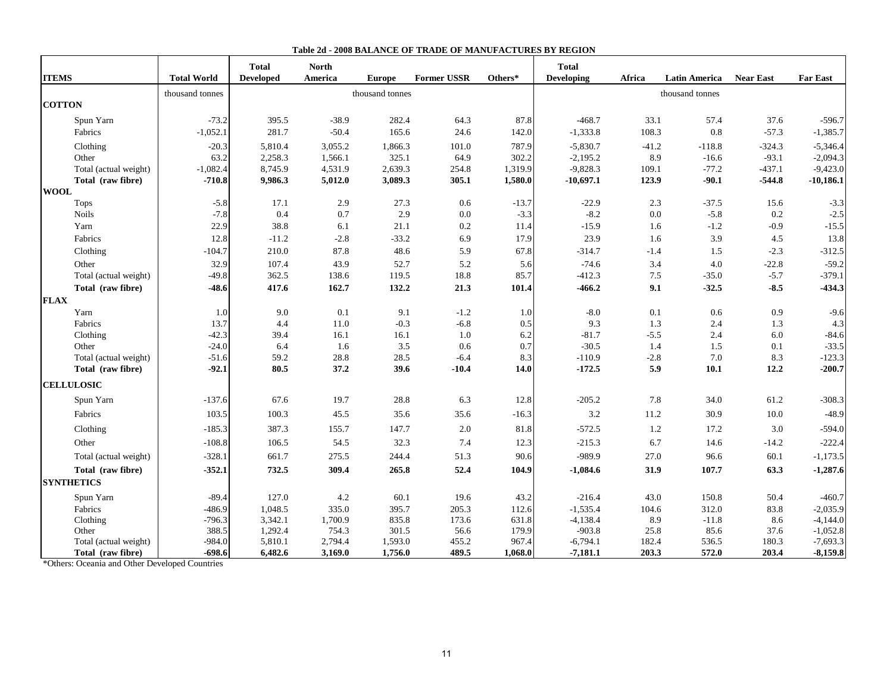**Table 2d - 2008 BALANCE OF TRADE OF MANUFACTURES BY REGION**

| ITEMS | Total World | Total Developed | North America | Europe | Former USSR | Others* | Total Developing | Africa | Latin America | Near East | Far East |
|---|---|---|---|---|---|---|---|---|---|---|---|
| | thousand tonnes | | | thousand tonnes | | | | | thousand tonnes | | |
| **COTTON** | | | | | | | | | | | |
| Spun Yarn | -73.2 | 395.5 | -38.9 | 282.4 | 64.3 | 87.8 | -468.7 | 33.1 | 57.4 | 37.6 | -596.7 |
| Fabrics | -1,052.1 | 281.7 | -50.4 | 165.6 | 24.6 | 142.0 | -1,333.8 | 108.3 | 0.8 | -57.3 | -1,385.7 |
| Clothing | -20.3 | 5,810.4 | 3,055.2 | 1,866.3 | 101.0 | 787.9 | -5,830.7 | -41.2 | -118.8 | -324.3 | -5,346.4 |
| Other | 63.2 | 2,258.3 | 1,566.1 | 325.1 | 64.9 | 302.2 | -2,195.2 | 8.9 | -16.6 | -93.1 | -2,094.3 |
| Total (actual weight) | -1,082.4 | 8,745.9 | 4,531.9 | 2,639.3 | 254.8 | 1,319.9 | -9,828.3 | 109.1 | -77.2 | -437.1 | -9,423.0 |
| **Total (raw fibre)** | **-710.8** | **9,986.3** | **5,012.0** | **3,089.3** | **305.1** | **1,580.0** | **-10,697.1** | **123.9** | **-90.1** | **-544.8** | **-10,186.1** |
| **WOOL** | | | | | | | | | | | |
| Tops | -5.8 | 17.1 | 2.9 | 27.3 | 0.6 | -13.7 | -22.9 | 2.3 | -37.5 | 15.6 | -3.3 |
| Noils | -7.8 | 0.4 | 0.7 | 2.9 | 0.0 | -3.3 | -8.2 | 0.0 | -5.8 | 0.2 | -2.5 |
| Yarn | 22.9 | 38.8 | 6.1 | 21.1 | 0.2 | 11.4 | -15.9 | 1.6 | -1.2 | -0.9 | -15.5 |
| Fabrics | 12.8 | -11.2 | -2.8 | -33.2 | 6.9 | 17.9 | 23.9 | 1.6 | 3.9 | 4.5 | 13.8 |
| Clothing | -104.7 | 210.0 | 87.8 | 48.6 | 5.9 | 67.8 | -314.7 | -1.4 | 1.5 | -2.3 | -312.5 |
| Other | 32.9 | 107.4 | 43.9 | 52.7 | 5.2 | 5.6 | -74.6 | 3.4 | 4.0 | -22.8 | -59.2 |
| Total (actual weight) | -49.8 | 362.5 | 138.6 | 119.5 | 18.8 | 85.7 | -412.3 | 7.5 | -35.0 | -5.7 | -379.1 |
| **Total (raw fibre)** | **-48.6** | **417.6** | **162.7** | **132.2** | **21.3** | **101.4** | **-466.2** | **9.1** | **-32.5** | **-8.5** | **-434.3** |
| **FLAX** | | | | | | | | | | | |
| Yarn | 1.0 | 9.0 | 0.1 | 9.1 | -1.2 | 1.0 | -8.0 | 0.1 | 0.6 | 0.9 | -9.6 |
| Fabrics | 13.7 | 4.4 | 11.0 | -0.3 | -6.8 | 0.5 | 9.3 | 1.3 | 2.4 | 1.3 | 4.3 |
| Clothing | -42.3 | 39.4 | 16.1 | 16.1 | 1.0 | 6.2 | -81.7 | -5.5 | 2.4 | 6.0 | -84.6 |
| Other | -24.0 | 6.4 | 1.6 | 3.5 | 0.6 | 0.7 | -30.5 | 1.4 | 1.5 | 0.1 | -33.5 |
| Total (actual weight) | -51.6 | 59.2 | 28.8 | 28.5 | -6.4 | 8.3 | -110.9 | -2.8 | 7.0 | 8.3 | -123.3 |
| **Total (raw fibre)** | **-92.1** | **80.5** | **37.2** | **39.6** | **-10.4** | **14.0** | **-172.5** | **5.9** | **10.1** | **12.2** | **-200.7** |
| **CELLULOSIC** | | | | | | | | | | | |
| Spun Yarn | -137.6 | 67.6 | 19.7 | 28.8 | 6.3 | 12.8 | -205.2 | 7.8 | 34.0 | 61.2 | -308.3 |
| Fabrics | 103.5 | 100.3 | 45.5 | 35.6 | 35.6 | -16.3 | 3.2 | 11.2 | 30.9 | 10.0 | -48.9 |
| Clothing | -185.3 | 387.3 | 155.7 | 147.7 | 2.0 | 81.8 | -572.5 | 1.2 | 17.2 | 3.0 | -594.0 |
| Other | -108.8 | 106.5 | 54.5 | 32.3 | 7.4 | 12.3 | -215.3 | 6.7 | 14.6 | -14.2 | -222.4 |
| Total (actual weight) | -328.1 | 661.7 | 275.5 | 244.4 | 51.3 | 90.6 | -989.9 | 27.0 | 96.6 | 60.1 | -1,173.5 |
| **Total (raw fibre)** | **-352.1** | **732.5** | **309.4** | **265.8** | **52.4** | **104.9** | **-1,084.6** | **31.9** | **107.7** | **63.3** | **-1,287.6** |
| **SYNTHETICS** | | | | | | | | | | | |
| Spun Yarn | -89.4 | 127.0 | 4.2 | 60.1 | 19.6 | 43.2 | -216.4 | 43.0 | 150.8 | 50.4 | -460.7 |
| Fabrics | -486.9 | 1,048.5 | 335.0 | 395.7 | 205.3 | 112.6 | -1,535.4 | 104.6 | 312.0 | 83.8 | -2,035.9 |
| Clothing | -796.3 | 3,342.1 | 1,700.9 | 835.8 | 173.6 | 631.8 | -4,138.4 | 8.9 | -11.8 | 8.6 | -4,144.0 |
| Other | 388.5 | 1,292.4 | 754.3 | 301.5 | 56.6 | 179.9 | -903.8 | 25.8 | 85.6 | 37.6 | -1,052.8 |
| Total (actual weight) | -984.0 | 5,810.1 | 2,794.4 | 1,593.0 | 455.2 | 967.4 | -6,794.1 | 182.4 | 536.5 | 180.3 | -7,693.3 |
| **Total (raw fibre)** | **-698.6** | **6,482.6** | **3,169.0** | **1,756.0** | **489.5** | **1,068.0** | **-7,181.1** | **203.3** | **572.0** | **203.4** | **-8,159.8** |

*Others: Oceania and Other Developed Countries